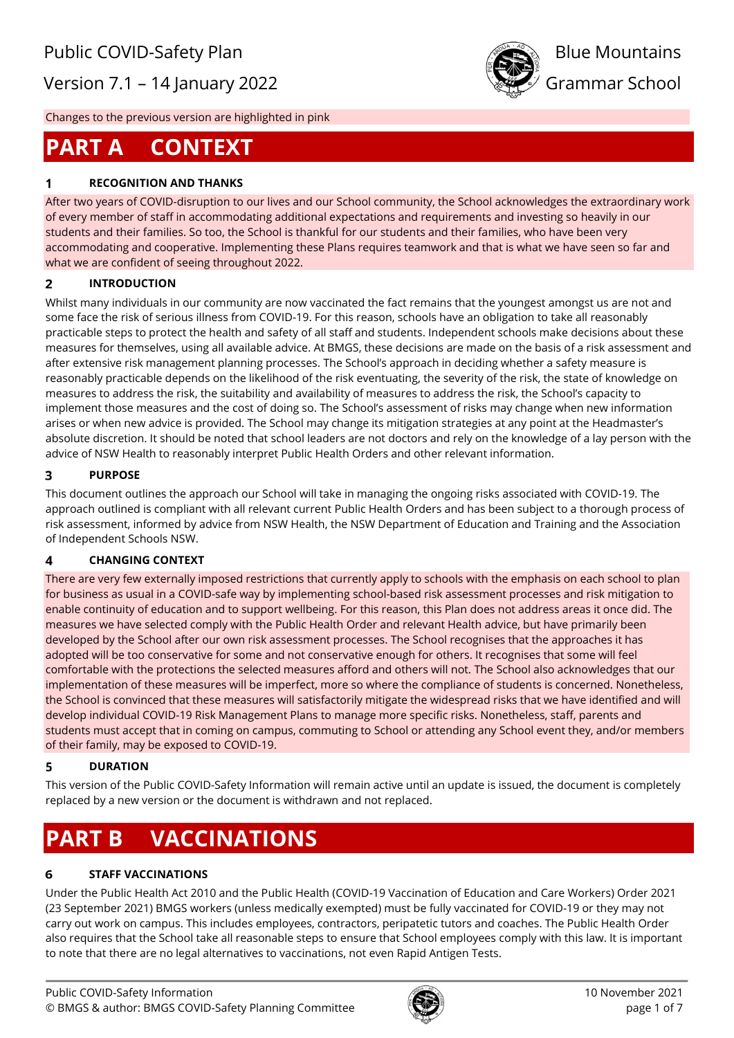Public COVID-Safety Plan

Version 7.1 – 14 January 2022

Blue Mountains Grammar School

Changes to the previous version are highlighted in pink

# PART A CONTEXT

### 1 RECOGNITION AND THANKS

After two years of COVID-disruption to our lives and our School community, the School acknowledges the extraordinary work of every member of staff in accommodating additional expectations and requirements and investing so heavily in our students and their families. So too, the School is thankful for our students and their families, who have been very accommodating and cooperative. Implementing these Plans requires teamwork and that is what we have seen so far and what we are confident of seeing throughout 2022.

### 2 INTRODUCTION

Whilst many individuals in our community are now vaccinated the fact remains that the youngest amongst us are not and some face the risk of serious illness from COVID-19. For this reason, schools have an obligation to take all reasonably practicable steps to protect the health and safety of all staff and students. Independent schools make decisions about these measures for themselves, using all available advice. At BMGS, these decisions are made on the basis of a risk assessment and after extensive risk management planning processes. The School's approach in deciding whether a safety measure is reasonably practicable depends on the likelihood of the risk eventuating, the severity of the risk, the state of knowledge on measures to address the risk, the suitability and availability of measures to address the risk, the School's capacity to implement those measures and the cost of doing so. The School's assessment of risks may change when new information arises or when new advice is provided. The School may change its mitigation strategies at any point at the Headmaster's absolute discretion. It should be noted that school leaders are not doctors and rely on the knowledge of a lay person with the advice of NSW Health to reasonably interpret Public Health Orders and other relevant information.

### 3 PURPOSE

This document outlines the approach our School will take in managing the ongoing risks associated with COVID-19. The approach outlined is compliant with all relevant current Public Health Orders and has been subject to a thorough process of risk assessment, informed by advice from NSW Health, the NSW Department of Education and Training and the Association of Independent Schools NSW.

### 4 CHANGING CONTEXT

There are very few externally imposed restrictions that currently apply to schools with the emphasis on each school to plan for business as usual in a COVID-safe way by implementing school-based risk assessment processes and risk mitigation to enable continuity of education and to support wellbeing. For this reason, this Plan does not address areas it once did. The measures we have selected comply with the Public Health Order and relevant Health advice, but have primarily been developed by the School after our own risk assessment processes. The School recognises that the approaches it has adopted will be too conservative for some and not conservative enough for others. It recognises that some will feel comfortable with the protections the selected measures afford and others will not. The School also acknowledges that our implementation of these measures will be imperfect, more so where the compliance of students is concerned. Nonetheless, the School is convinced that these measures will satisfactorily mitigate the widespread risks that we have identified and will develop individual COVID-19 Risk Management Plans to manage more specific risks. Nonetheless, staff, parents and students must accept that in coming on campus, commuting to School or attending any School event they, and/or members of their family, may be exposed to COVID-19.

### 5 DURATION

This version of the Public COVID-Safety Information will remain active until an update is issued, the document is completely replaced by a new version or the document is withdrawn and not replaced.

# PART B VACCINATIONS

### 6 STAFF VACCINATIONS

Under the Public Health Act 2010 and the Public Health (COVID-19 Vaccination of Education and Care Workers) Order 2021 (23 September 2021) BMGS workers (unless medically exempted) must be fully vaccinated for COVID-19 or they may not carry out work on campus. This includes employees, contractors, peripatetic tutors and coaches. The Public Health Order also requires that the School take all reasonable steps to ensure that School employees comply with this law. It is important to note that there are no legal alternatives to vaccinations, not even Rapid Antigen Tests.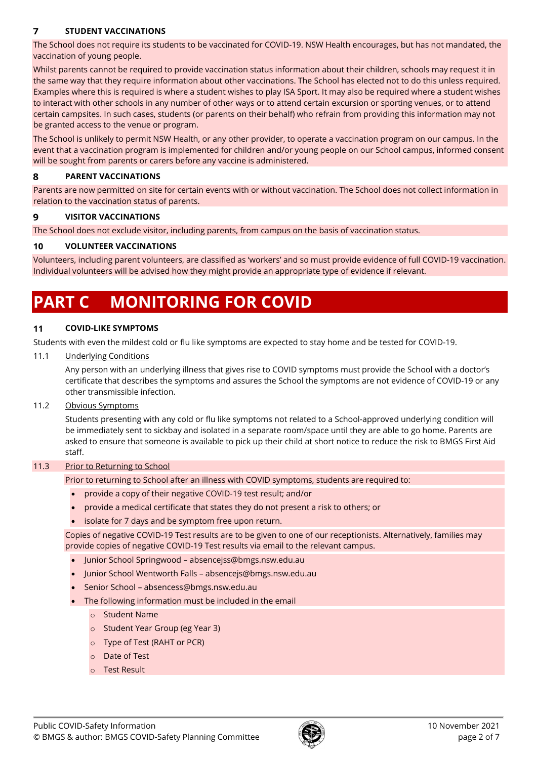## 7 STUDENT VACCINATIONS

The School does not require its students to be vaccinated for COVID-19. NSW Health encourages, but has not mandated, the vaccination of young people.

Whilst parents cannot be required to provide vaccination status information about their children, schools may request it in the same way that they require information about other vaccinations. The School has elected not to do this unless required. Examples where this is required is where a student wishes to play ISA Sport. It may also be required where a student wishes to interact with other schools in any number of other ways or to attend certain excursion or sporting venues, or to attend certain campsites. In such cases, students (or parents on their behalf) who refrain from providing this information may not be granted access to the venue or program.

The School is unlikely to permit NSW Health, or any other provider, to operate a vaccination program on our campus. In the event that a vaccination program is implemented for children and/or young people on our School campus, informed consent will be sought from parents or carers before any vaccine is administered.

## 8 PARENT VACCINATIONS

Parents are now permitted on site for certain events with or without vaccination. The School does not collect information in relation to the vaccination status of parents.

## 9 VISITOR VACCINATIONS

The School does not exclude visitor, including parents, from campus on the basis of vaccination status.

## 10 VOLUNTEER VACCINATIONS

Volunteers, including parent volunteers, are classified as 'workers' and so must provide evidence of full COVID-19 vaccination. Individual volunteers will be advised how they might provide an appropriate type of evidence if relevant.

# PART C MONITORING FOR COVID

## 11 COVID-LIKE SYMPTOMS

Students with even the mildest cold or flu like symptoms are expected to stay home and be tested for COVID-19.

### 11.1 Underlying Conditions

Any person with an underlying illness that gives rise to COVID symptoms must provide the School with a doctor's certificate that describes the symptoms and assures the School the symptoms are not evidence of COVID-19 or any other transmissible infection.

### 11.2 Obvious Symptoms

Students presenting with any cold or flu like symptoms not related to a School-approved underlying condition will be immediately sent to sickbay and isolated in a separate room/space until they are able to go home. Parents are asked to ensure that someone is available to pick up their child at short notice to reduce the risk to BMGS First Aid staff.

### 11.3 Prior to Returning to School

Prior to returning to School after an illness with COVID symptoms, students are required to:

- provide a copy of their negative COVID-19 test result; and/or
- provide a medical certificate that states they do not present a risk to others; or
- isolate for 7 days and be symptom free upon return.

Copies of negative COVID-19 Test results are to be given to one of our receptionists. Alternatively, families may provide copies of negative COVID-19 Test results via email to the relevant campus.

- Junior School Springwood – absencejss@bmgs.nsw.edu.au
- Junior School Wentworth Falls – absencejs@bmgs.nsw.edu.au
- Senior School – absencess@bmgs.nsw.edu.au
- The following information must be included in the email
  - Student Name
  - Student Year Group (eg Year 3)
  - Type of Test (RAHT or PCR)
  - Date of Test
  - Test Result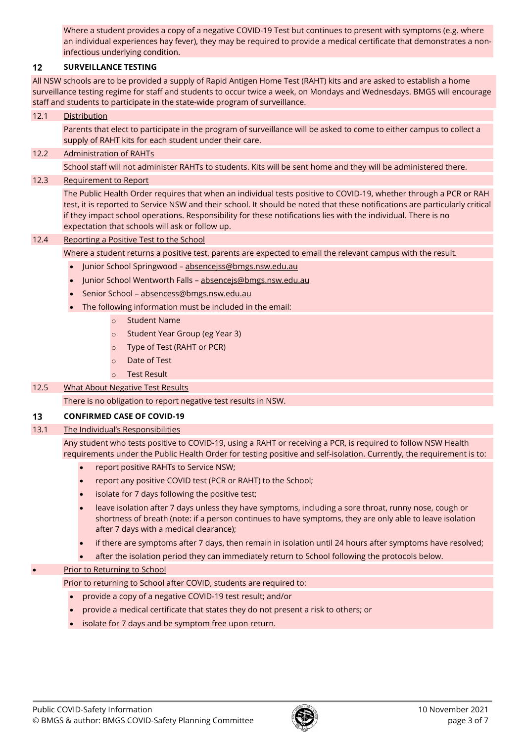Where a student provides a copy of a negative COVID-19 Test but continues to present with symptoms (e.g. where an individual experiences hay fever), they may be required to provide a medical certificate that demonstrates a non-infectious underlying condition.

## 12 SURVEILLANCE TESTING

All NSW schools are to be provided a supply of Rapid Antigen Home Test (RAHT) kits and are asked to establish a home surveillance testing regime for staff and students to occur twice a week, on Mondays and Wednesdays. BMGS will encourage staff and students to participate in the state-wide program of surveillance.

### 12.1 Distribution

Parents that elect to participate in the program of surveillance will be asked to come to either campus to collect a supply of RAHT kits for each student under their care.

### 12.2 Administration of RAHTs

School staff will not administer RAHTs to students. Kits will be sent home and they will be administered there.

### 12.3 Requirement to Report

The Public Health Order requires that when an individual tests positive to COVID-19, whether through a PCR or RAH test, it is reported to Service NSW and their school. It should be noted that these notifications are particularly critical if they impact school operations. Responsibility for these notifications lies with the individual. There is no expectation that schools will ask or follow up.

### 12.4 Reporting a Positive Test to the School

Where a student returns a positive test, parents are expected to email the relevant campus with the result.

- Junior School Springwood – absencejss@bmgs.nsw.edu.au
- Junior School Wentworth Falls – absencejs@bmgs.nsw.edu.au
- Senior School – absencess@bmgs.nsw.edu.au
- The following information must be included in the email:
  - Student Name
  - Student Year Group (eg Year 3)
  - Type of Test (RAHT or PCR)
  - Date of Test
  - Test Result

### 12.5 What About Negative Test Results

There is no obligation to report negative test results in NSW.

## 13 CONFIRMED CASE OF COVID-19

### 13.1 The Individual's Responsibilities

Any student who tests positive to COVID-19, using a RAHT or receiving a PCR, is required to follow NSW Health requirements under the Public Health Order for testing positive and self-isolation. Currently, the requirement is to:

- report positive RAHTs to Service NSW;
- report any positive COVID test (PCR or RAHT) to the School;
- isolate for 7 days following the positive test;
- leave isolation after 7 days unless they have symptoms, including a sore throat, runny nose, cough or shortness of breath (note: if a person continues to have symptoms, they are only able to leave isolation after 7 days with a medical clearance);
- if there are symptoms after 7 days, then remain in isolation until 24 hours after symptoms have resolved;
- after the isolation period they can immediately return to School following the protocols below.

### Prior to Returning to School

Prior to returning to School after COVID, students are required to:

- provide a copy of a negative COVID-19 test result; and/or
- provide a medical certificate that states they do not present a risk to others; or
- isolate for 7 days and be symptom free upon return.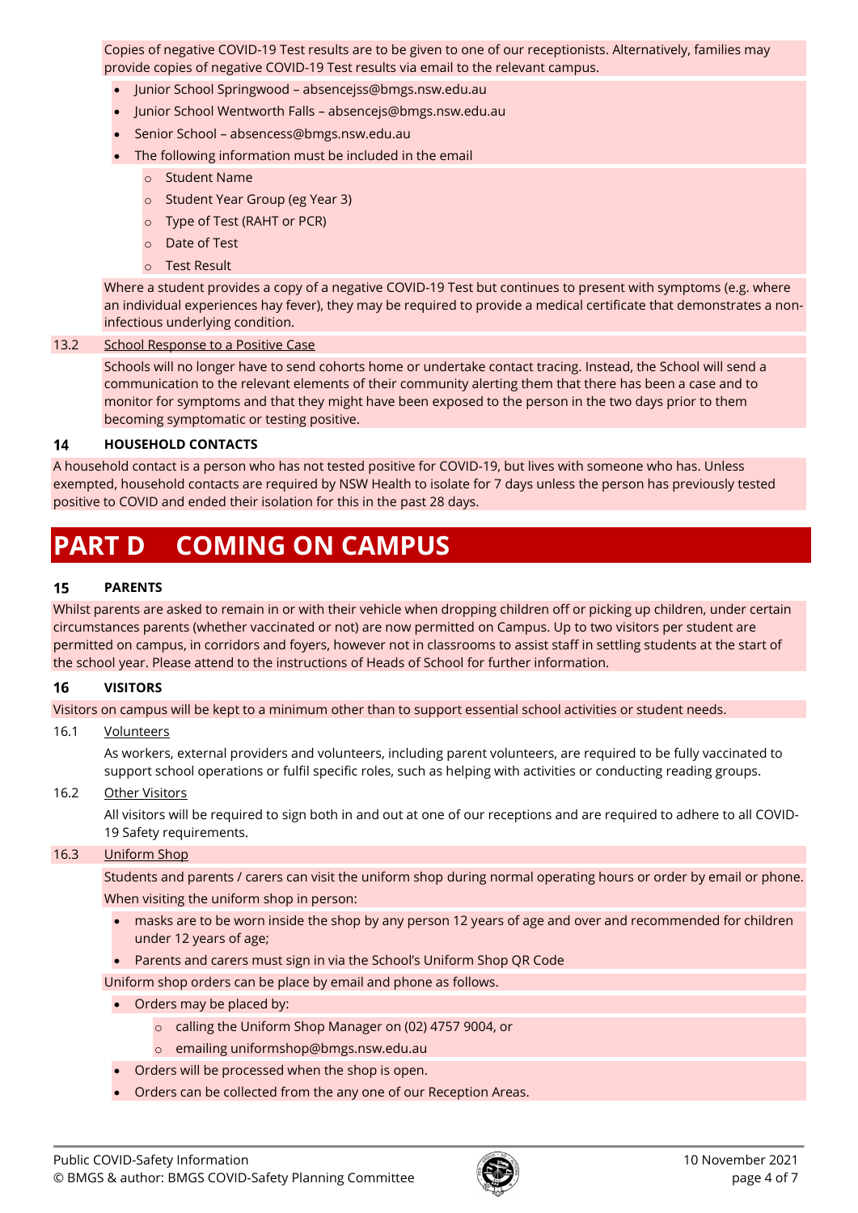Copies of negative COVID-19 Test results are to be given to one of our receptionists. Alternatively, families may provide copies of negative COVID-19 Test results via email to the relevant campus.

- Junior School Springwood – absencejss@bmgs.nsw.edu.au
- Junior School Wentworth Falls – absencejs@bmgs.nsw.edu.au
- Senior School – absencess@bmgs.nsw.edu.au
- The following information must be included in the email
  - Student Name
  - Student Year Group (eg Year 3)
  - Type of Test (RAHT or PCR)
  - Date of Test
  - Test Result

Where a student provides a copy of a negative COVID-19 Test but continues to present with symptoms (e.g. where an individual experiences hay fever), they may be required to provide a medical certificate that demonstrates a non-infectious underlying condition.

13.2 School Response to a Positive Case

Schools will no longer have to send cohorts home or undertake contact tracing. Instead, the School will send a communication to the relevant elements of their community alerting them that there has been a case and to monitor for symptoms and that they might have been exposed to the person in the two days prior to them becoming symptomatic or testing positive.

### 14 HOUSEHOLD CONTACTS

A household contact is a person who has not tested positive for COVID-19, but lives with someone who has. Unless exempted, household contacts are required by NSW Health to isolate for 7 days unless the person has previously tested positive to COVID and ended their isolation for this in the past 28 days.

# PART D COMING ON CAMPUS

### 15 PARENTS

Whilst parents are asked to remain in or with their vehicle when dropping children off or picking up children, under certain circumstances parents (whether vaccinated or not) are now permitted on Campus. Up to two visitors per student are permitted on campus, in corridors and foyers, however not in classrooms to assist staff in settling students at the start of the school year. Please attend to the instructions of Heads of School for further information.

### 16 VISITORS

Visitors on campus will be kept to a minimum other than to support essential school activities or student needs.

16.1 Volunteers

As workers, external providers and volunteers, including parent volunteers, are required to be fully vaccinated to support school operations or fulfil specific roles, such as helping with activities or conducting reading groups.

16.2 Other Visitors

All visitors will be required to sign both in and out at one of our receptions and are required to adhere to all COVID-19 Safety requirements.

16.3 Uniform Shop

Students and parents / carers can visit the uniform shop during normal operating hours or order by email or phone.

When visiting the uniform shop in person:

- masks are to be worn inside the shop by any person 12 years of age and over and recommended for children under 12 years of age;
- Parents and carers must sign in via the School's Uniform Shop QR Code

Uniform shop orders can be place by email and phone as follows.

- Orders may be placed by:
  - calling the Uniform Shop Manager on (02) 4757 9004, or
  - emailing uniformshop@bmgs.nsw.edu.au
- Orders will be processed when the shop is open.
- Orders can be collected from the any one of our Reception Areas.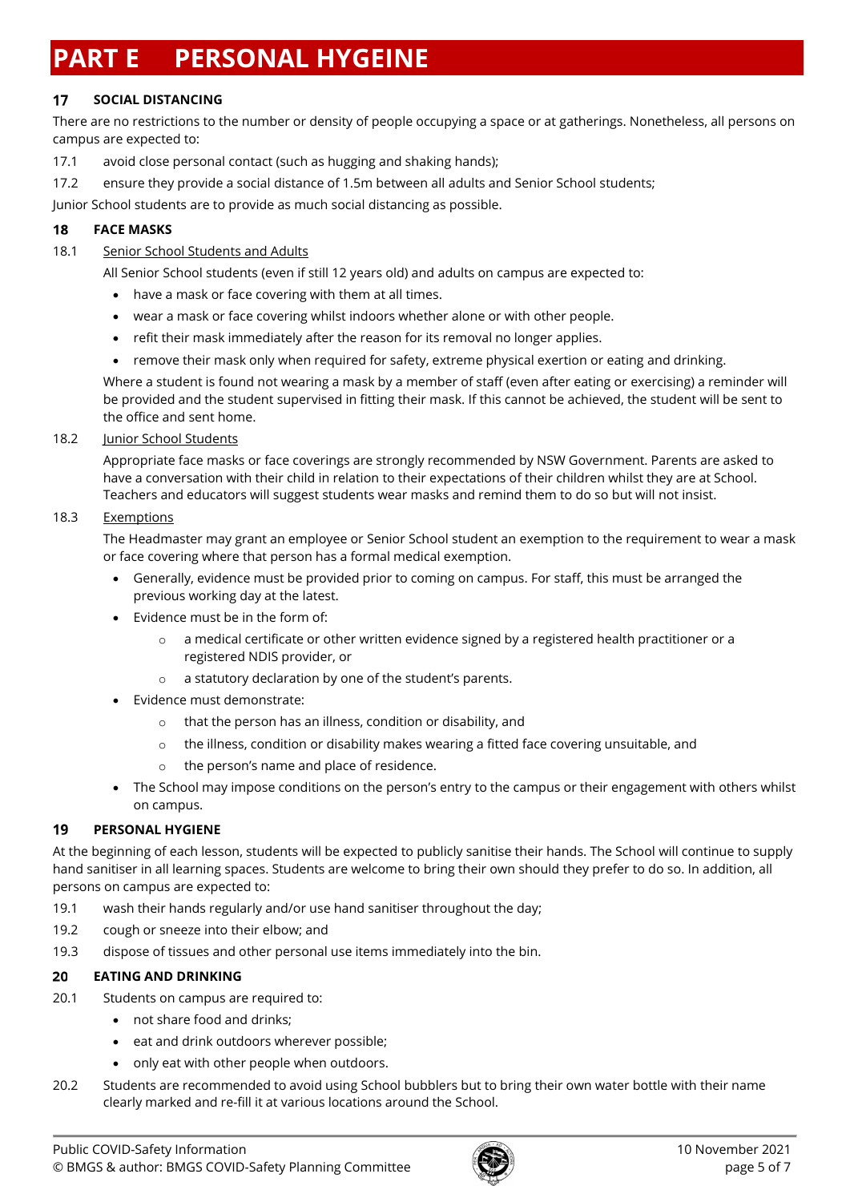# PART E PERSONAL HYGEINE

## 17 SOCIAL DISTANCING

There are no restrictions to the number or density of people occupying a space or at gatherings. Nonetheless, all persons on campus are expected to:

17.1 avoid close personal contact (such as hugging and shaking hands);

17.2 ensure they provide a social distance of 1.5m between all adults and Senior School students;

Junior School students are to provide as much social distancing as possible.

## 18 FACE MASKS

18.1 Senior School Students and Adults

All Senior School students (even if still 12 years old) and adults on campus are expected to:

- have a mask or face covering with them at all times.
- wear a mask or face covering whilst indoors whether alone or with other people.
- refit their mask immediately after the reason for its removal no longer applies.
- remove their mask only when required for safety, extreme physical exertion or eating and drinking.

Where a student is found not wearing a mask by a member of staff (even after eating or exercising) a reminder will be provided and the student supervised in fitting their mask. If this cannot be achieved, the student will be sent to the office and sent home.

18.2 Junior School Students

Appropriate face masks or face coverings are strongly recommended by NSW Government. Parents are asked to have a conversation with their child in relation to their expectations of their children whilst they are at School. Teachers and educators will suggest students wear masks and remind them to do so but will not insist.

18.3 Exemptions

The Headmaster may grant an employee or Senior School student an exemption to the requirement to wear a mask or face covering where that person has a formal medical exemption.

- Generally, evidence must be provided prior to coming on campus. For staff, this must be arranged the previous working day at the latest.
- Evidence must be in the form of:
  - a medical certificate or other written evidence signed by a registered health practitioner or a registered NDIS provider, or
  - a statutory declaration by one of the student's parents.
- Evidence must demonstrate:
  - that the person has an illness, condition or disability, and
  - the illness, condition or disability makes wearing a fitted face covering unsuitable, and
  - the person's name and place of residence.
- The School may impose conditions on the person's entry to the campus or their engagement with others whilst on campus.

## 19 PERSONAL HYGIENE

At the beginning of each lesson, students will be expected to publicly sanitise their hands. The School will continue to supply hand sanitiser in all learning spaces. Students are welcome to bring their own should they prefer to do so. In addition, all persons on campus are expected to:

19.1 wash their hands regularly and/or use hand sanitiser throughout the day;

19.2 cough or sneeze into their elbow; and

19.3 dispose of tissues and other personal use items immediately into the bin.

## 20 EATING AND DRINKING

20.1 Students on campus are required to:

- not share food and drinks;
- eat and drink outdoors wherever possible;
- only eat with other people when outdoors.

20.2 Students are recommended to avoid using School bubblers but to bring their own water bottle with their name clearly marked and re-fill it at various locations around the School.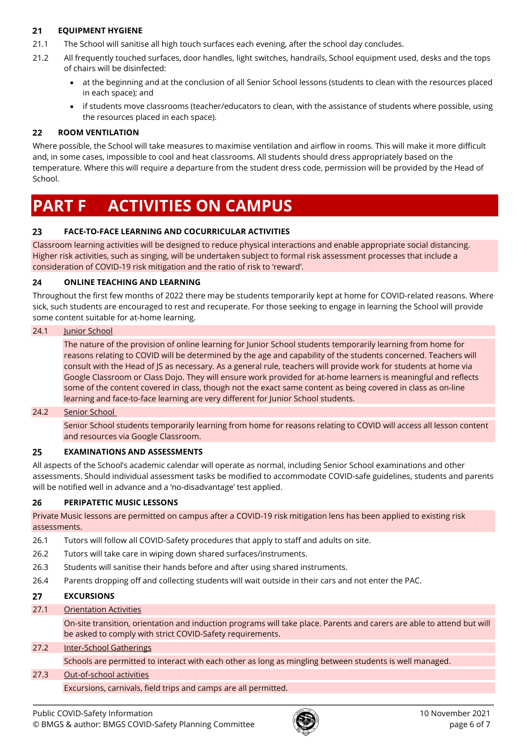## 21 EQUIPMENT HYGIENE

21.1 The School will sanitise all high touch surfaces each evening, after the school day concludes.

21.2 All frequently touched surfaces, door handles, light switches, handrails, School equipment used, desks and the tops of chairs will be disinfected:

- at the beginning and at the conclusion of all Senior School lessons (students to clean with the resources placed in each space); and
- if students move classrooms (teacher/educators to clean, with the assistance of students where possible, using the resources placed in each space).

## 22 ROOM VENTILATION

Where possible, the School will take measures to maximise ventilation and airflow in rooms. This will make it more difficult and, in some cases, impossible to cool and heat classrooms. All students should dress appropriately based on the temperature. Where this will require a departure from the student dress code, permission will be provided by the Head of School.

# PART F ACTIVITIES ON CAMPUS

## 23 FACE-TO-FACE LEARNING AND COCURRICULAR ACTIVITIES

Classroom learning activities will be designed to reduce physical interactions and enable appropriate social distancing. Higher risk activities, such as singing, will be undertaken subject to formal risk assessment processes that include a consideration of COVID-19 risk mitigation and the ratio of risk to 'reward'.

## 24 ONLINE TEACHING AND LEARNING

Throughout the first few months of 2022 there may be students temporarily kept at home for COVID-related reasons. Where sick, such students are encouraged to rest and recuperate. For those seeking to engage in learning the School will provide some content suitable for at-home learning.

24.1 Junior School

The nature of the provision of online learning for Junior School students temporarily learning from home for reasons relating to COVID will be determined by the age and capability of the students concerned. Teachers will consult with the Head of JS as necessary. As a general rule, teachers will provide work for students at home via Google Classroom or Class Dojo. They will ensure work provided for at-home learners is meaningful and reflects some of the content covered in class, though not the exact same content as being covered in class as on-line learning and face-to-face learning are very different for Junior School students.

24.2 Senior School

Senior School students temporarily learning from home for reasons relating to COVID will access all lesson content and resources via Google Classroom.

## 25 EXAMINATIONS AND ASSESSMENTS

All aspects of the School's academic calendar will operate as normal, including Senior School examinations and other assessments. Should individual assessment tasks be modified to accommodate COVID-safe guidelines, students and parents will be notified well in advance and a 'no-disadvantage' test applied.

## 26 PERIPATETIC MUSIC LESSONS

Private Music lessons are permitted on campus after a COVID-19 risk mitigation lens has been applied to existing risk assessments.

26.1 Tutors will follow all COVID-Safety procedures that apply to staff and adults on site.

26.2 Tutors will take care in wiping down shared surfaces/instruments.

26.3 Students will sanitise their hands before and after using shared instruments.

26.4 Parents dropping off and collecting students will wait outside in their cars and not enter the PAC.

## 27 EXCURSIONS

27.1 Orientation Activities

On-site transition, orientation and induction programs will take place. Parents and carers are able to attend but will be asked to comply with strict COVID-Safety requirements.

27.2 Inter-School Gatherings

Schools are permitted to interact with each other as long as mingling between students is well managed.

27.3 Out-of-school activities

Excursions, carnivals, field trips and camps are all permitted.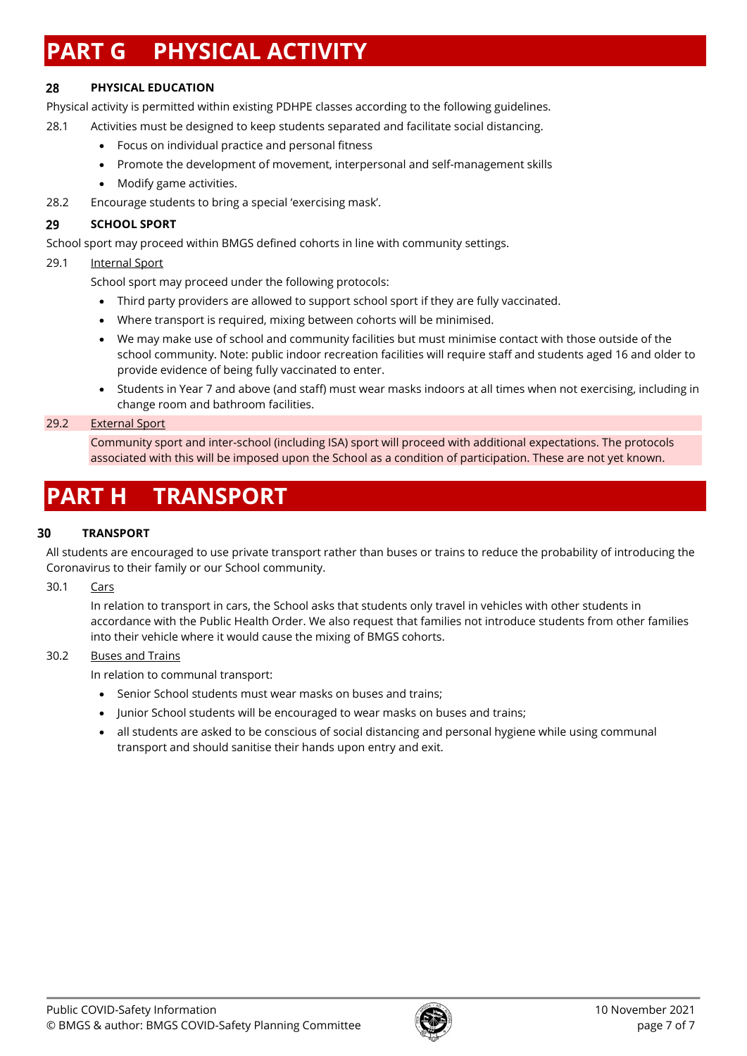# PART G PHYSICAL ACTIVITY

## 28 PHYSICAL EDUCATION

Physical activity is permitted within existing PDHPE classes according to the following guidelines.

28.1 Activities must be designed to keep students separated and facilitate social distancing.

- Focus on individual practice and personal fitness
- Promote the development of movement, interpersonal and self-management skills
- Modify game activities.

28.2 Encourage students to bring a special 'exercising mask'.

## 29 SCHOOL SPORT

School sport may proceed within BMGS defined cohorts in line with community settings.

29.1 Internal Sport

School sport may proceed under the following protocols:

- Third party providers are allowed to support school sport if they are fully vaccinated.
- Where transport is required, mixing between cohorts will be minimised.
- We may make use of school and community facilities but must minimise contact with those outside of the school community. Note: public indoor recreation facilities will require staff and students aged 16 and older to provide evidence of being fully vaccinated to enter.
- Students in Year 7 and above (and staff) must wear masks indoors at all times when not exercising, including in change room and bathroom facilities.

29.2 External Sport

Community sport and inter-school (including ISA) sport will proceed with additional expectations. The protocols associated with this will be imposed upon the School as a condition of participation. These are not yet known.

# PART H TRANSPORT

## 30 TRANSPORT

All students are encouraged to use private transport rather than buses or trains to reduce the probability of introducing the Coronavirus to their family or our School community.

30.1 Cars

In relation to transport in cars, the School asks that students only travel in vehicles with other students in accordance with the Public Health Order. We also request that families not introduce students from other families into their vehicle where it would cause the mixing of BMGS cohorts.

30.2 Buses and Trains

In relation to communal transport:

- Senior School students must wear masks on buses and trains;
- Junior School students will be encouraged to wear masks on buses and trains;
- all students are asked to be conscious of social distancing and personal hygiene while using communal transport and should sanitise their hands upon entry and exit.